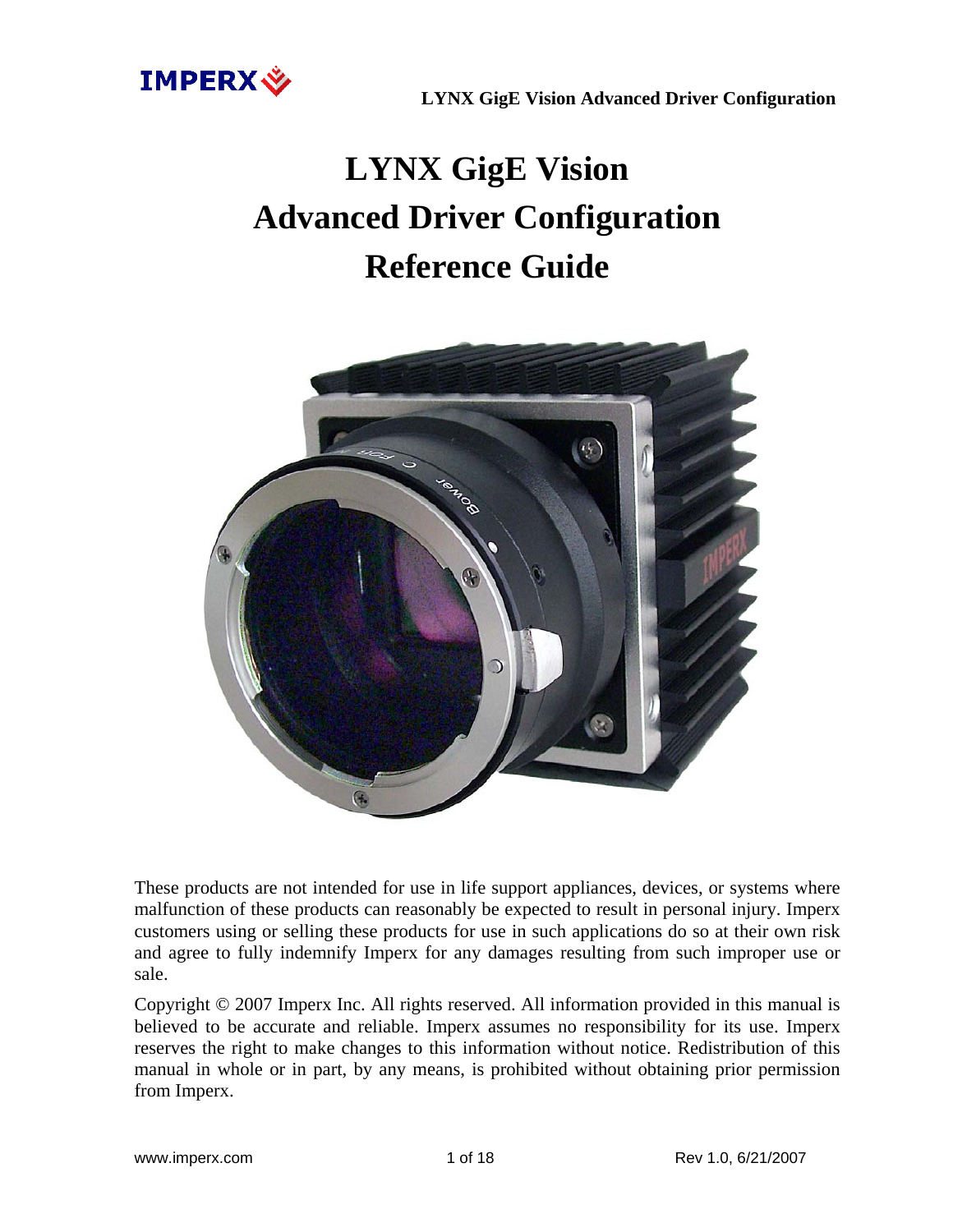# LYNX GigE Vision Advanced Driver Configuration Reference Guide

These products are not intended for use in life support appliances, devices, or systems where malfunction of these products can reasonably be expected to result in personal injury. Imperx customers using or selling these products for use in such applications do so at their own risk and agree to fully indemnify Imperx for any damages resulting from such improper use or sale.

Copyright © 2007 Imperx Inc. All rights reserved. All information provided in this manual is believed to be accurate and reliable. Imperx assumes no responsibility for its use. Imperx reserves the right to make changes to this information without notice. Redistribution of this manual in whole or in part, by any means, is prohibited without obtaining prior permission from Imperx.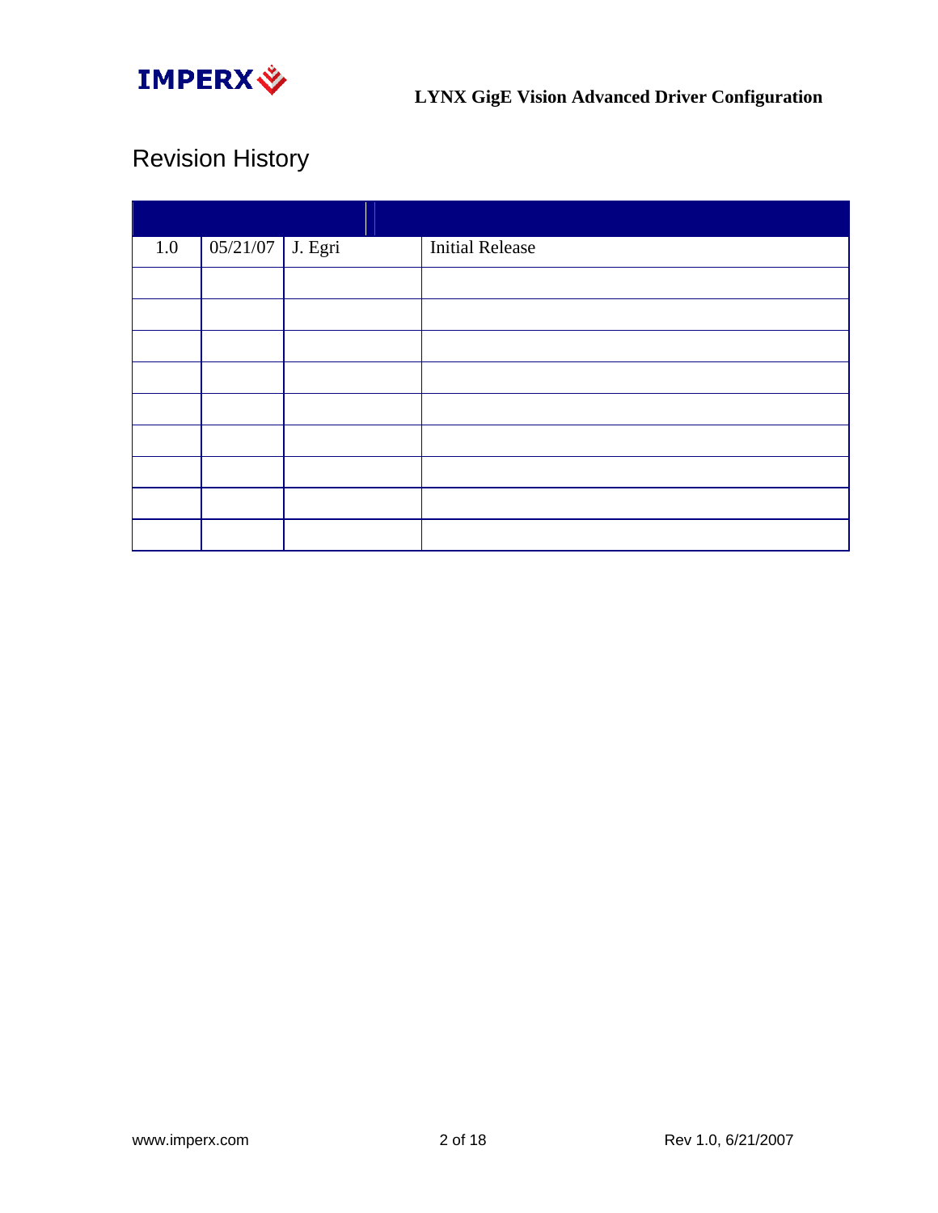# Revision History

| | | | |
|---|---|---|---|
| 1.0 | 05/21/07 | J. Egri | Initial Release |
| | | | |
| | | | |
| | | | |
| | | | |
| | | | |
| | | | |
| | | | |
| | | | |
| | | | |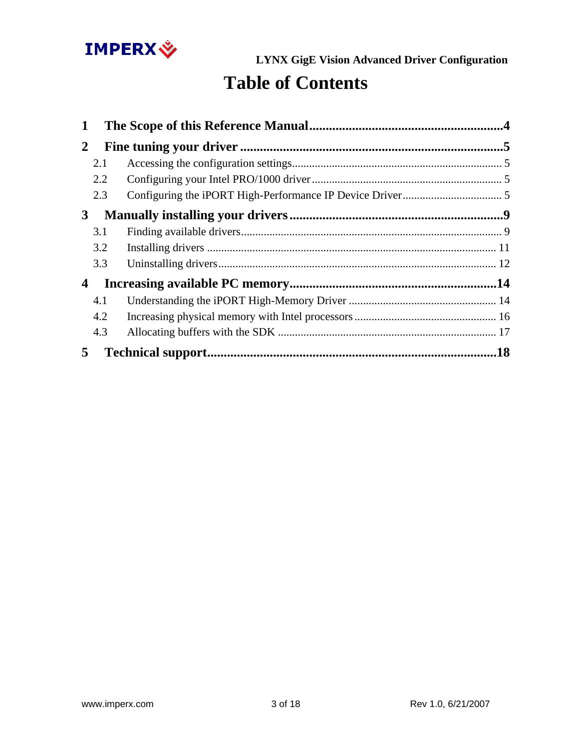# Table of Contents

**1 The Scope of this Reference Manual....................................................4**

**2 Fine tuning your driver.....................................................................5**

- 2.1 Accessing the configuration settings.......................................................... 5
- 2.2 Configuring your Intel PRO/1000 driver..................................................... 5
- 2.3 Configuring the iPORT High-Performance IP Device Driver.............................. 5

**3 Manually installing your drivers..........................................................9**

- 3.1 Finding available drivers............................................................................ 9
- 3.2 Installing drivers ..................................................................................... 11
- 3.3 Uninstalling drivers.................................................................................. 12

**4 Increasing available PC memory.........................................................14**

- 4.1 Understanding the iPORT High-Memory Driver ........................................... 14
- 4.2 Increasing physical memory with Intel processors........................................ 16
- 4.3 Allocating buffers with the SDK ................................................................ 17

**5 Technical support.............................................................................18**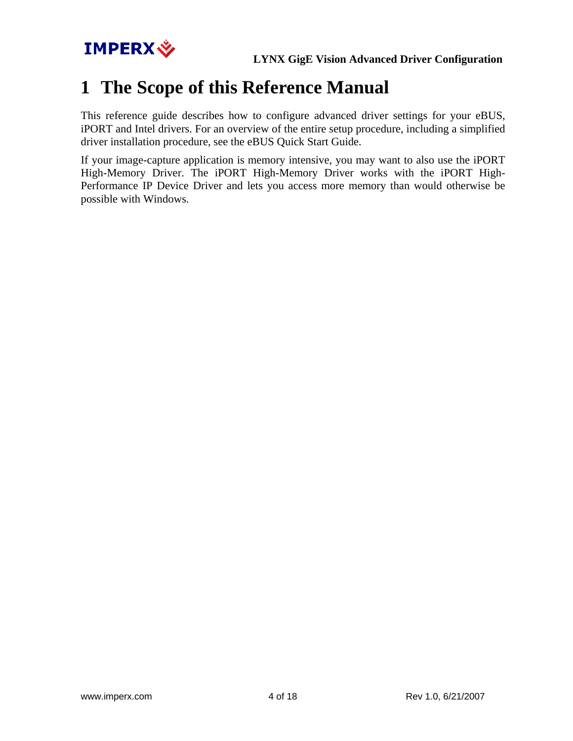# 1 The Scope of this Reference Manual

This reference guide describes how to configure advanced driver settings for your eBUS, iPORT and Intel drivers. For an overview of the entire setup procedure, including a simplified driver installation procedure, see the eBUS Quick Start Guide.

If your image-capture application is memory intensive, you may want to also use the iPORT High-Memory Driver. The iPORT High-Memory Driver works with the iPORT High-Performance IP Device Driver and lets you access more memory than would otherwise be possible with Windows.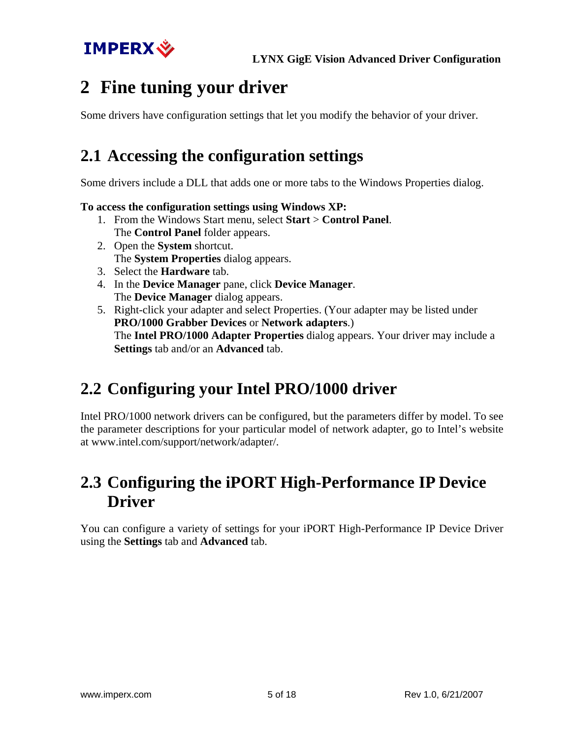# 2 Fine tuning your driver

Some drivers have configuration settings that let you modify the behavior of your driver.

## 2.1 Accessing the configuration settings

Some drivers include a DLL that adds one or more tabs to the Windows Properties dialog.

**To access the configuration settings using Windows XP:**

1. From the Windows Start menu, select **Start** > **Control Panel**.
   The **Control Panel** folder appears.
2. Open the **System** shortcut.
   The **System Properties** dialog appears.
3. Select the **Hardware** tab.
4. In the **Device Manager** pane, click **Device Manager**.
   The **Device Manager** dialog appears.
5. Right-click your adapter and select Properties. (Your adapter may be listed under **PRO/1000 Grabber Devices** or **Network adapters**.)
   The **Intel PRO/1000 Adapter Properties** dialog appears. Your driver may include a **Settings** tab and/or an **Advanced** tab.

## 2.2 Configuring your Intel PRO/1000 driver

Intel PRO/1000 network drivers can be configured, but the parameters differ by model. To see the parameter descriptions for your particular model of network adapter, go to Intel's website at www.intel.com/support/network/adapter/.

## 2.3 Configuring the iPORT High-Performance IP Device Driver

You can configure a variety of settings for your iPORT High-Performance IP Device Driver using the **Settings** tab and **Advanced** tab.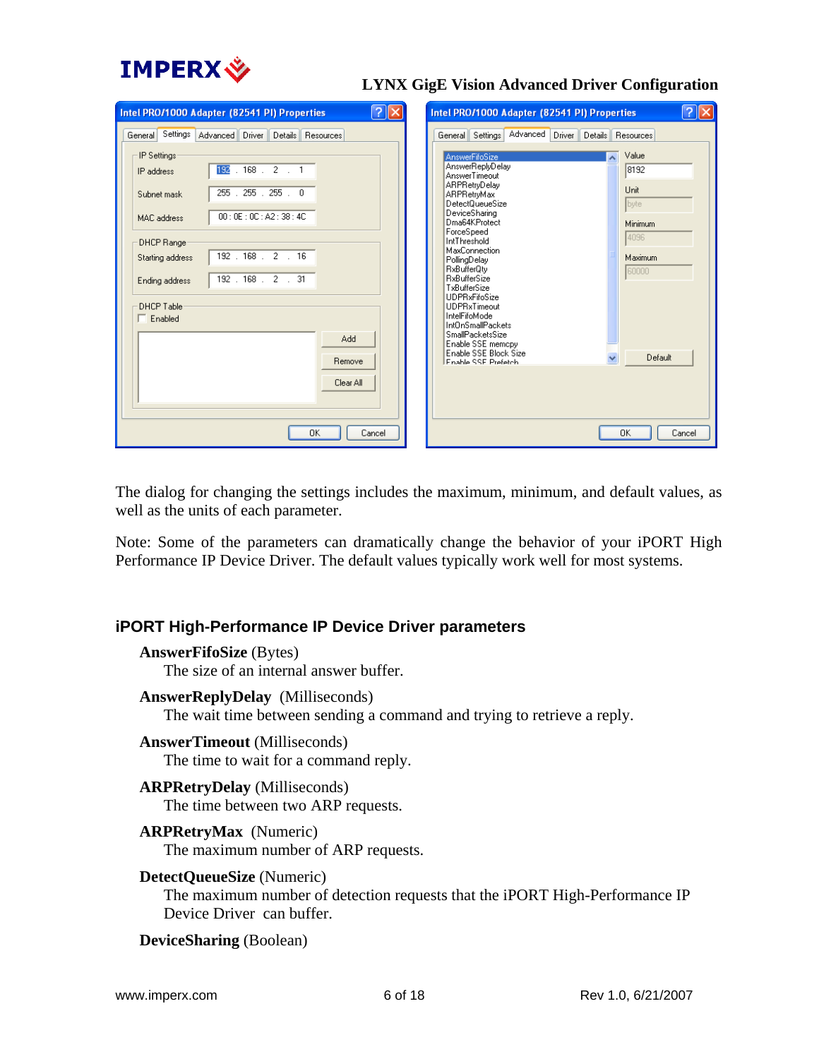The dialog for changing the settings includes the maximum, minimum, and default values, as well as the units of each parameter.

Note: Some of the parameters can dramatically change the behavior of your iPORT High Performance IP Device Driver. The default values typically work well for most systems.

## iPORT High-Performance IP Device Driver parameters

**AnswerFifoSize** (Bytes)
The size of an internal answer buffer.

**AnswerReplyDelay** (Milliseconds)
The wait time between sending a command and trying to retrieve a reply.

**AnswerTimeout** (Milliseconds)
The time to wait for a command reply.

**ARPRetryDelay** (Milliseconds)
The time between two ARP requests.

**ARPRetryMax** (Numeric)
The maximum number of ARP requests.

**DetectQueueSize** (Numeric)
The maximum number of detection requests that the iPORT High-Performance IP Device Driver can buffer.

**DeviceSharing** (Boolean)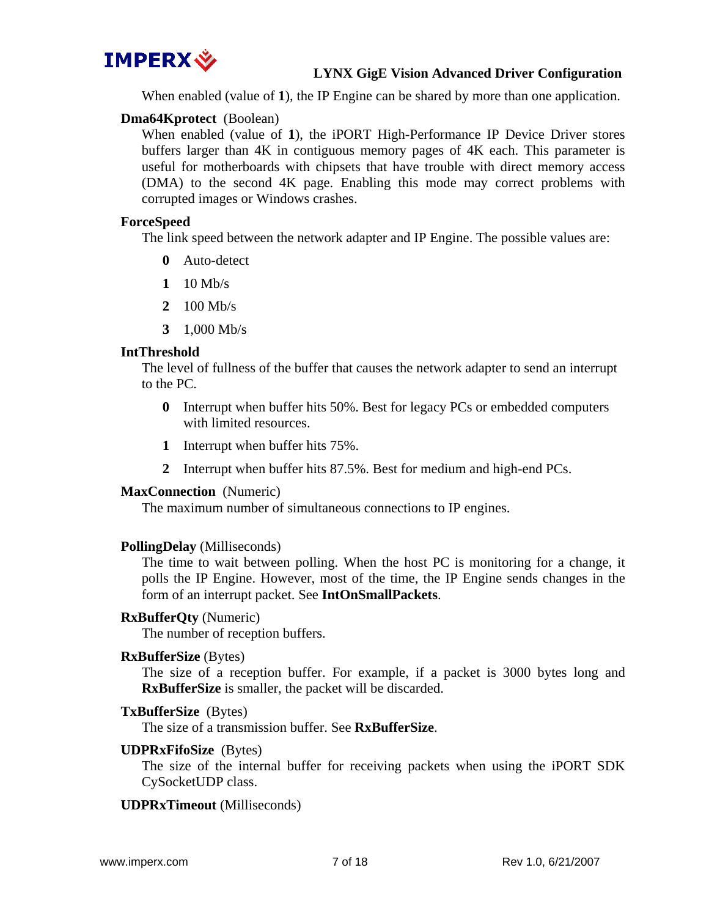When enabled (value of **1**), the IP Engine can be shared by more than one application.

**Dma64Kprotect** (Boolean)

When enabled (value of **1**), the iPORT High-Performance IP Device Driver stores buffers larger than 4K in contiguous memory pages of 4K each. This parameter is useful for motherboards with chipsets that have trouble with direct memory access (DMA) to the second 4K page. Enabling this mode may correct problems with corrupted images or Windows crashes.

**ForceSpeed**

The link speed between the network adapter and IP Engine. The possible values are:

- **0** Auto-detect
- **1** 10 Mb/s
- **2** 100 Mb/s
- **3** 1,000 Mb/s

**IntThreshold**

The level of fullness of the buffer that causes the network adapter to send an interrupt to the PC.

- **0** Interrupt when buffer hits 50%. Best for legacy PCs or embedded computers with limited resources.
- **1** Interrupt when buffer hits 75%.
- **2** Interrupt when buffer hits 87.5%. Best for medium and high-end PCs.

**MaxConnection** (Numeric)

The maximum number of simultaneous connections to IP engines.

**PollingDelay** (Milliseconds)

The time to wait between polling. When the host PC is monitoring for a change, it polls the IP Engine. However, most of the time, the IP Engine sends changes in the form of an interrupt packet. See **IntOnSmallPackets**.

**RxBufferQty** (Numeric)

The number of reception buffers.

**RxBufferSize** (Bytes)

The size of a reception buffer. For example, if a packet is 3000 bytes long and **RxBufferSize** is smaller, the packet will be discarded.

**TxBufferSize** (Bytes)

The size of a transmission buffer. See **RxBufferSize**.

**UDPRxFifoSize** (Bytes)

The size of the internal buffer for receiving packets when using the iPORT SDK CySocketUDP class.

**UDPRxTimeout** (Milliseconds)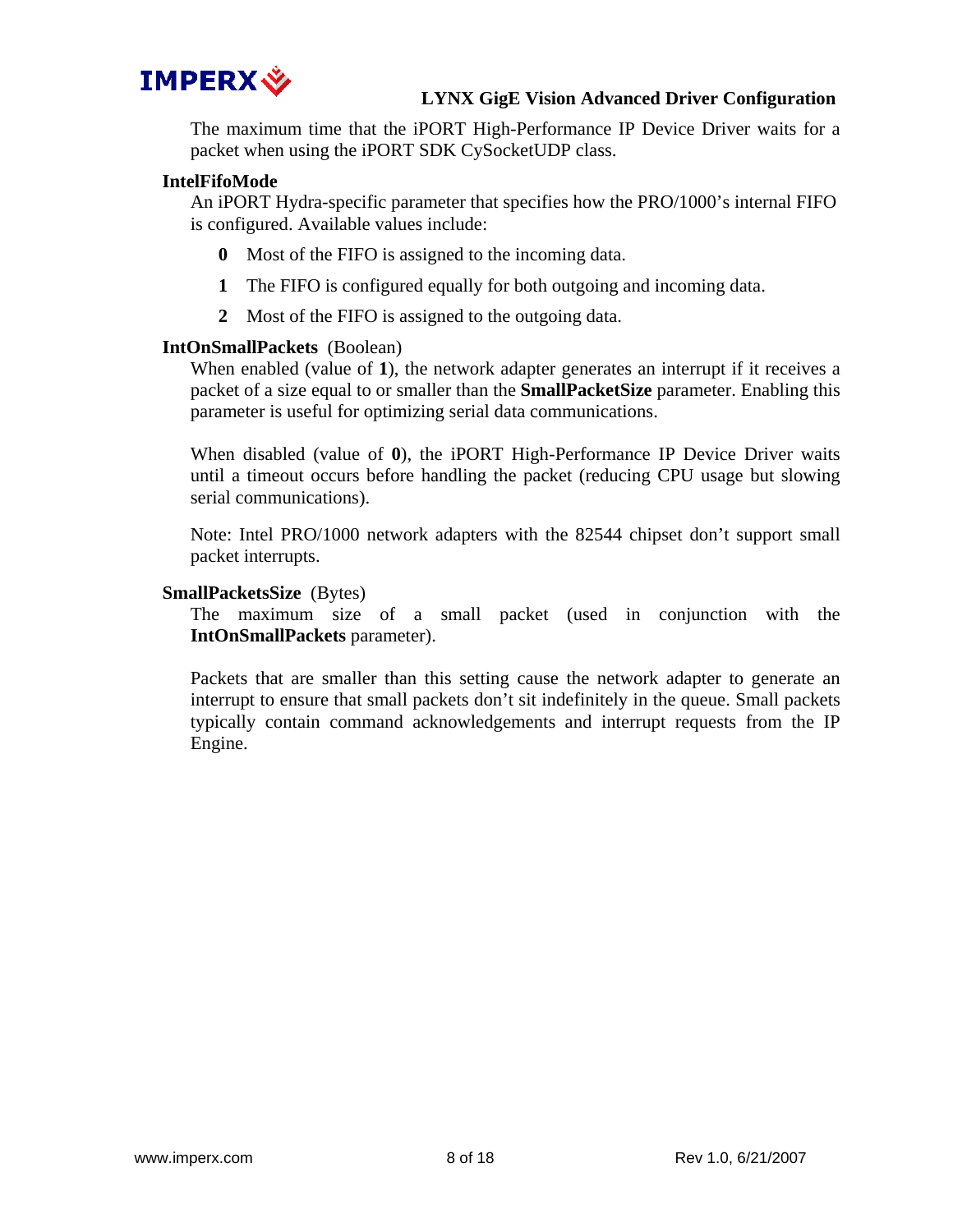The maximum time that the iPORT High-Performance IP Device Driver waits for a packet when using the iPORT SDK CySocketUDP class.

**IntelFifoMode**

An iPORT Hydra-specific parameter that specifies how the PRO/1000's internal FIFO is configured. Available values include:

- **0** Most of the FIFO is assigned to the incoming data.
- **1** The FIFO is configured equally for both outgoing and incoming data.
- **2** Most of the FIFO is assigned to the outgoing data.

**IntOnSmallPackets** (Boolean)

When enabled (value of **1**), the network adapter generates an interrupt if it receives a packet of a size equal to or smaller than the **SmallPacketSize** parameter. Enabling this parameter is useful for optimizing serial data communications.

When disabled (value of **0**), the iPORT High-Performance IP Device Driver waits until a timeout occurs before handling the packet (reducing CPU usage but slowing serial communications).

Note: Intel PRO/1000 network adapters with the 82544 chipset don't support small packet interrupts.

**SmallPacketsSize** (Bytes)

The maximum size of a small packet (used in conjunction with the **IntOnSmallPackets** parameter).

Packets that are smaller than this setting cause the network adapter to generate an interrupt to ensure that small packets don't sit indefinitely in the queue. Small packets typically contain command acknowledgements and interrupt requests from the IP Engine.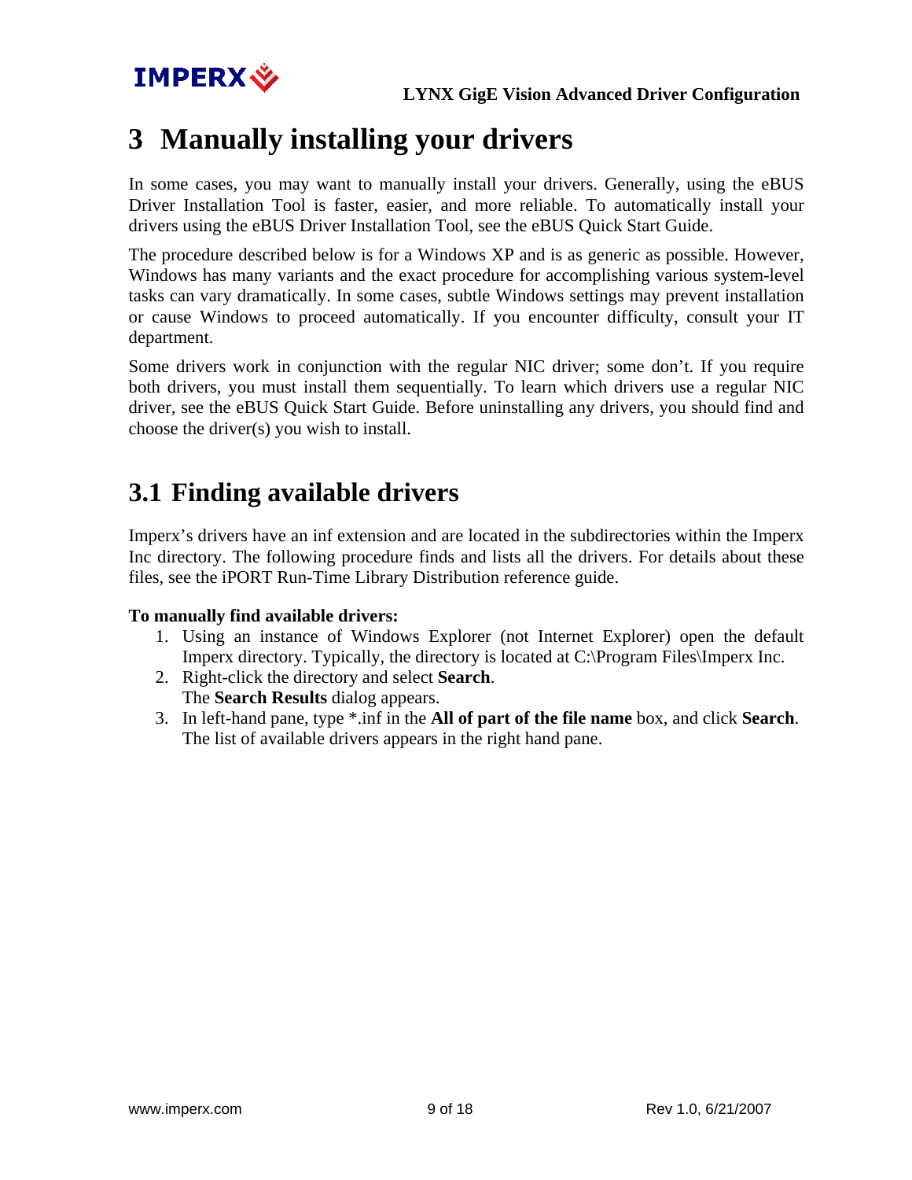# 3 Manually installing your drivers

In some cases, you may want to manually install your drivers. Generally, using the eBUS Driver Installation Tool is faster, easier, and more reliable. To automatically install your drivers using the eBUS Driver Installation Tool, see the eBUS Quick Start Guide.

The procedure described below is for a Windows XP and is as generic as possible. However, Windows has many variants and the exact procedure for accomplishing various system-level tasks can vary dramatically. In some cases, subtle Windows settings may prevent installation or cause Windows to proceed automatically. If you encounter difficulty, consult your IT department.

Some drivers work in conjunction with the regular NIC driver; some don't. If you require both drivers, you must install them sequentially. To learn which drivers use a regular NIC driver, see the eBUS Quick Start Guide. Before uninstalling any drivers, you should find and choose the driver(s) you wish to install.

## 3.1 Finding available drivers

Imperx's drivers have an inf extension and are located in the subdirectories within the Imperx Inc directory. The following procedure finds and lists all the drivers. For details about these files, see the iPORT Run-Time Library Distribution reference guide.

**To manually find available drivers:**

1. Using an instance of Windows Explorer (not Internet Explorer) open the default Imperx directory. Typically, the directory is located at C:\Program Files\Imperx Inc.
2. Right-click the directory and select **Search**.
   The **Search Results** dialog appears.
3. In left-hand pane, type *.inf in the **All of part of the file name** box, and click **Search**.
   The list of available drivers appears in the right hand pane.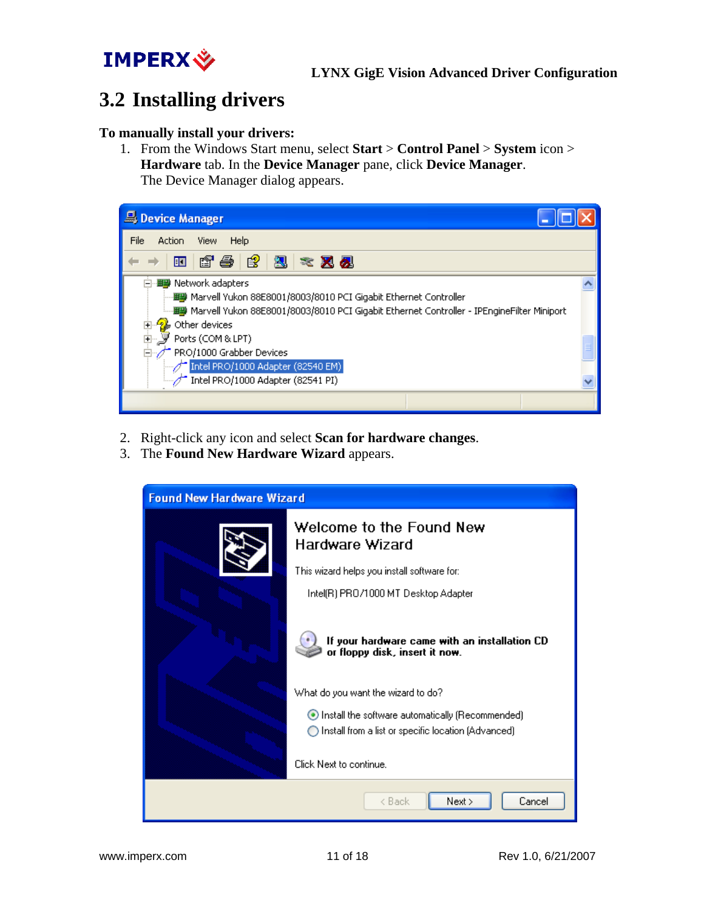## 3.2 Installing drivers

**To manually install your drivers:**

1. From the Windows Start menu, select **Start** > **Control Panel** > **System** icon > **Hardware** tab. In the **Device Manager** pane, click **Device Manager**.
   The Device Manager dialog appears.

2. Right-click any icon and select **Scan for hardware changes**.
3. The **Found New Hardware Wizard** appears.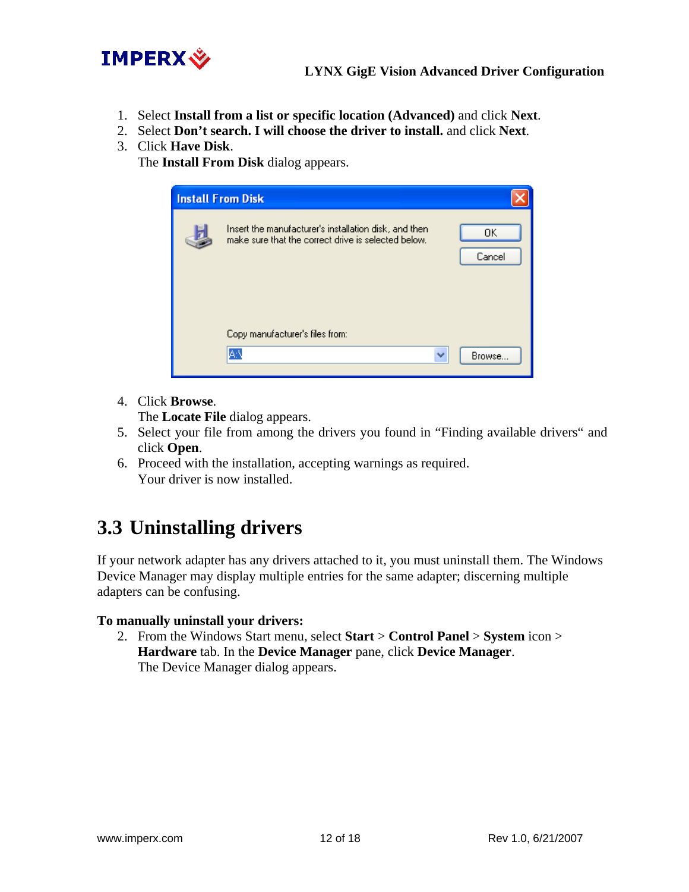1. Select **Install from a list or specific location (Advanced)** and click **Next**.
2. Select **Don't search. I will choose the driver to install.** and click **Next**.
3. Click **Have Disk**.
   The **Install From Disk** dialog appears.

4. Click **Browse**.
   The **Locate File** dialog appears.
5. Select your file from among the drivers you found in "Finding available drivers" and click **Open**.
6. Proceed with the installation, accepting warnings as required.
   Your driver is now installed.

## 3.3 Uninstalling drivers

If your network adapter has any drivers attached to it, you must uninstall them. The Windows Device Manager may display multiple entries for the same adapter; discerning multiple adapters can be confusing.

**To manually uninstall your drivers:**

2. From the Windows Start menu, select **Start** > **Control Panel** > **System** icon > **Hardware** tab. In the **Device Manager** pane, click **Device Manager**.
   The Device Manager dialog appears.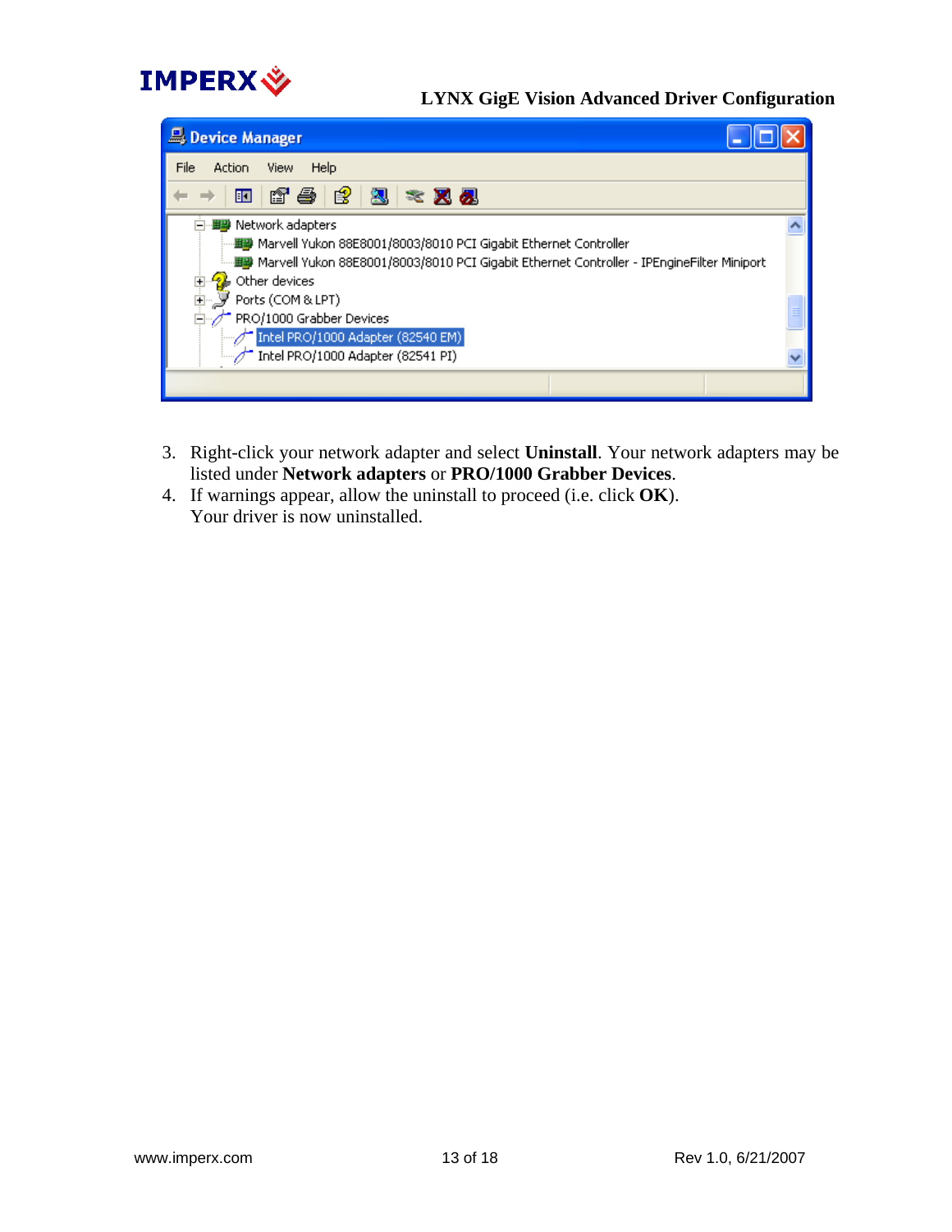3. Right-click your network adapter and select **Uninstall**. Your network adapters may be listed under **Network adapters** or **PRO/1000 Grabber Devices**.
4. If warnings appear, allow the uninstall to proceed (i.e. click **OK**).
   Your driver is now uninstalled.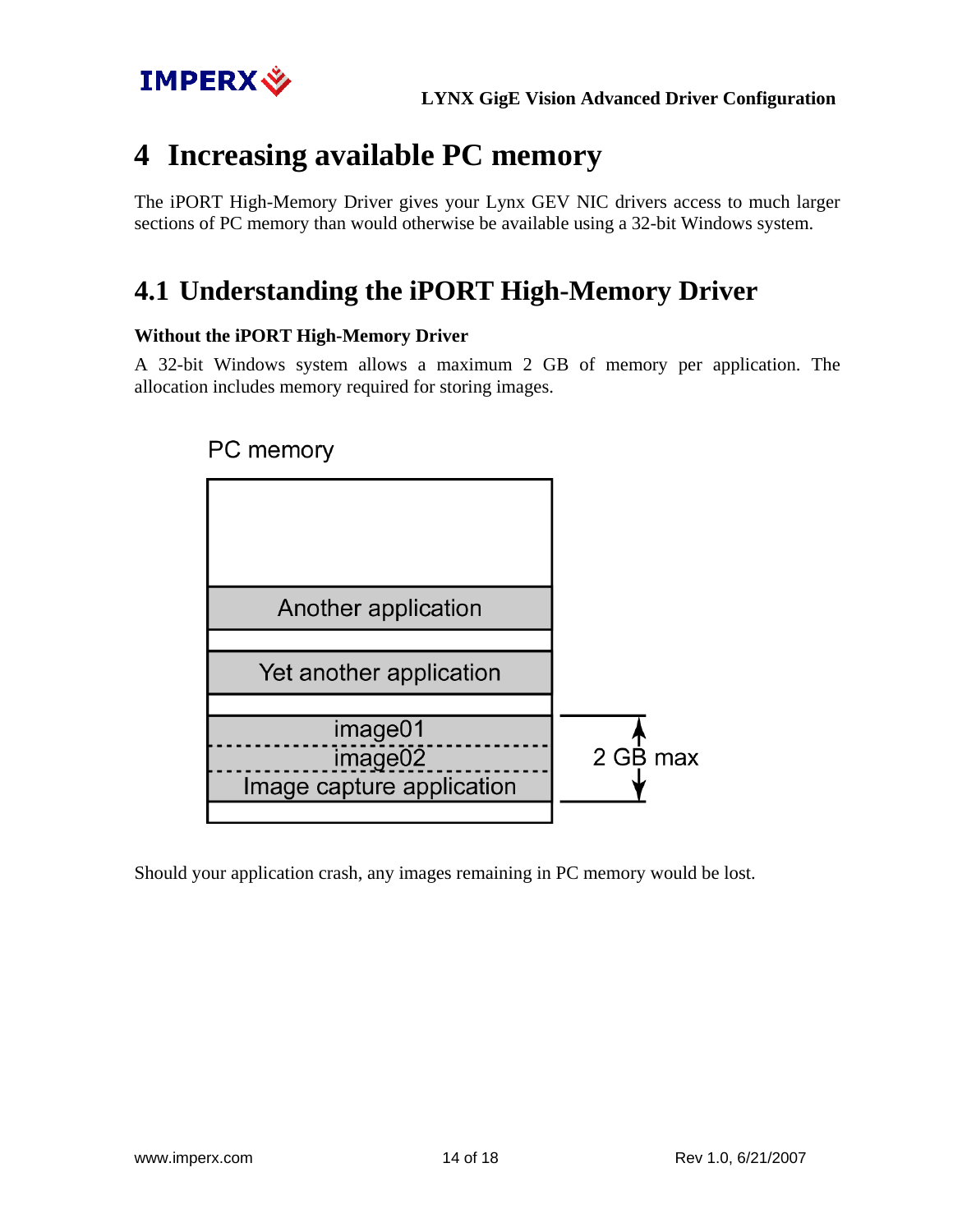# 4 Increasing available PC memory

The iPORT High-Memory Driver gives your Lynx GEV NIC drivers access to much larger sections of PC memory than would otherwise be available using a 32-bit Windows system.

## 4.1 Understanding the iPORT High-Memory Driver

**Without the iPORT High-Memory Driver**

A 32-bit Windows system allows a maximum 2 GB of memory per application. The allocation includes memory required for storing images.

PC memory

Another application

Yet another application

image01

image02

Image capture application

2 GB max

Should your application crash, any images remaining in PC memory would be lost.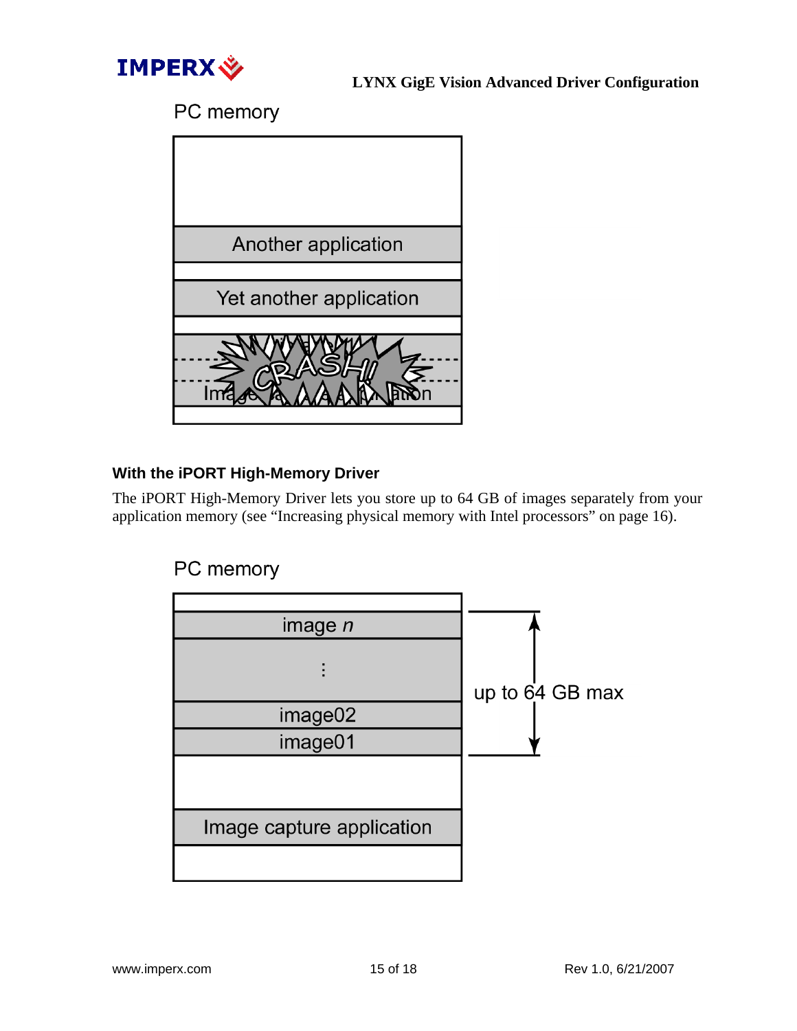PC memory

Another application

Yet another application

CRASH!

Image capture application

### With the iPORT High-Memory Driver

The iPORT High-Memory Driver lets you store up to 64 GB of images separately from your application memory (see "Increasing physical memory with Intel processors" on page 16).

PC memory

image *n*

⋮

image02

image01

Image capture application

up to 64 GB max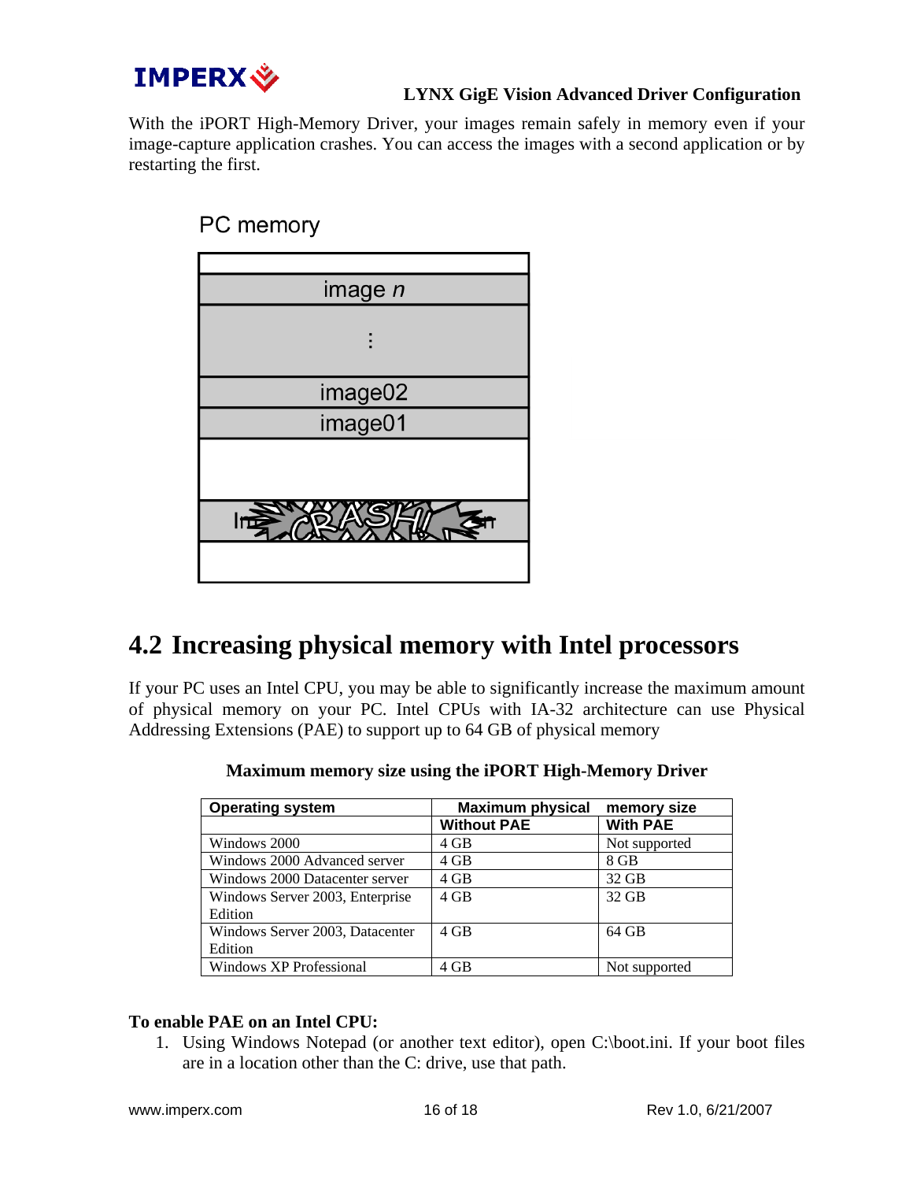With the iPORT High-Memory Driver, your images remain safely in memory even if your image-capture application crashes. You can access the images with a second application or by restarting the first.

PC memory

image *n*

⋮

image02

image01

CRASH!

## 4.2 Increasing physical memory with Intel processors

If your PC uses an Intel CPU, you may be able to significantly increase the maximum amount of physical memory on your PC. Intel CPUs with IA-32 architecture can use Physical Addressing Extensions (PAE) to support up to 64 GB of physical memory

**Maximum memory size using the iPORT High-Memory Driver**

| Operating system | Maximum physical memory size | |
|---|---|---|
| | **Without PAE** | **With PAE** |
| Windows 2000 | 4 GB | Not supported |
| Windows 2000 Advanced server | 4 GB | 8 GB |
| Windows 2000 Datacenter server | 4 GB | 32 GB |
| Windows Server 2003, Enterprise Edition | 4 GB | 32 GB |
| Windows Server 2003, Datacenter Edition | 4 GB | 64 GB |
| Windows XP Professional | 4 GB | Not supported |

**To enable PAE on an Intel CPU:**

1. Using Windows Notepad (or another text editor), open C:\boot.ini. If your boot files are in a location other than the C: drive, use that path.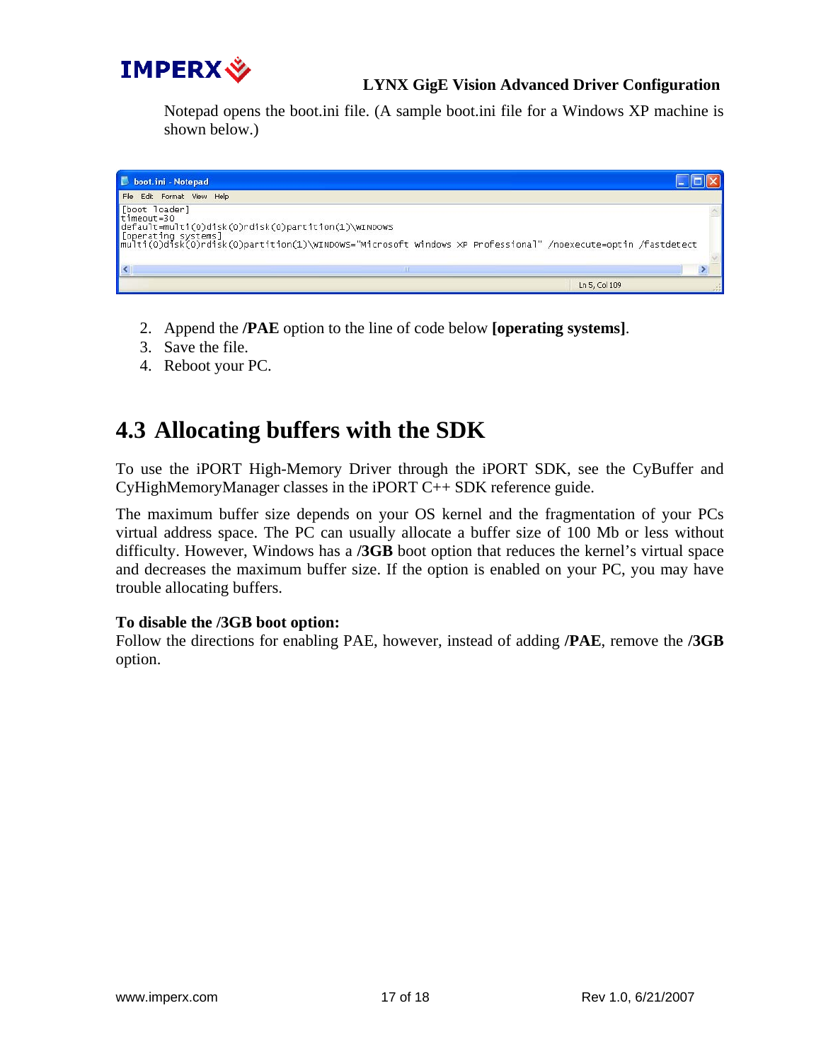Notepad opens the boot.ini file. (A sample boot.ini file for a Windows XP machine is shown below.)

```
[boot loader]
timeout=30
default=multi(0)disk(0)rdisk(0)partition(1)\WINDOWS
[operating systems]
multi(0)disk(0)rdisk(0)partition(1)\WINDOWS="Microsoft Windows XP Professional" /noexecute=optin /fastdetect
```

2. Append the **/PAE** option to the line of code below **[operating systems]**.
3. Save the file.
4. Reboot your PC.

## 4.3 Allocating buffers with the SDK

To use the iPORT High-Memory Driver through the iPORT SDK, see the CyBuffer and CyHighMemoryManager classes in the iPORT C++ SDK reference guide.

The maximum buffer size depends on your OS kernel and the fragmentation of your PCs virtual address space. The PC can usually allocate a buffer size of 100 Mb or less without difficulty. However, Windows has a **/3GB** boot option that reduces the kernel's virtual space and decreases the maximum buffer size. If the option is enabled on your PC, you may have trouble allocating buffers.

**To disable the /3GB boot option:**
Follow the directions for enabling PAE, however, instead of adding **/PAE**, remove the **/3GB** option.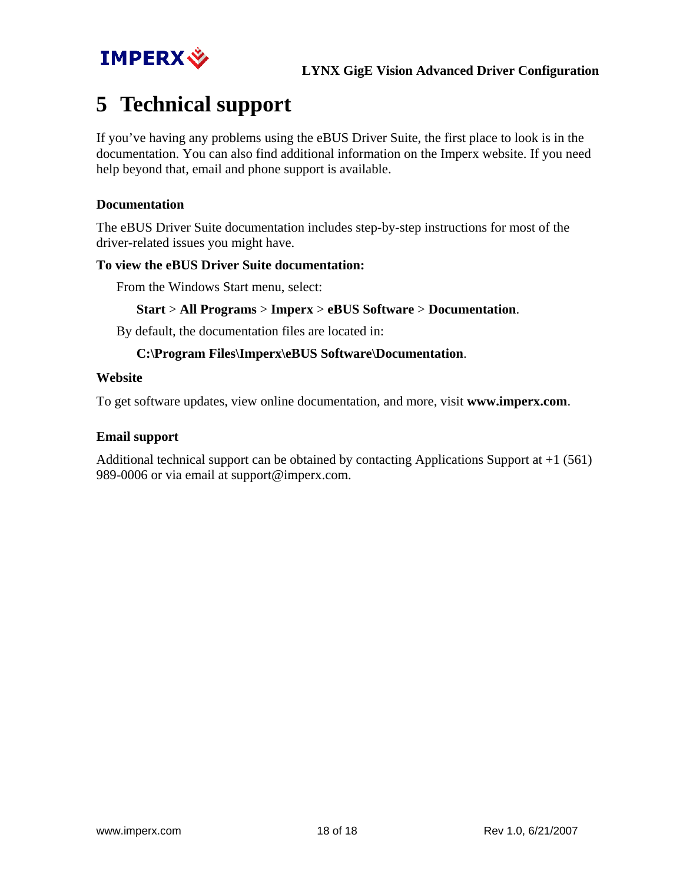# 5 Technical support

If you've having any problems using the eBUS Driver Suite, the first place to look is in the documentation. You can also find additional information on the Imperx website. If you need help beyond that, email and phone support is available.

### Documentation

The eBUS Driver Suite documentation includes step-by-step instructions for most of the driver-related issues you might have.

**To view the eBUS Driver Suite documentation:**

From the Windows Start menu, select:

**Start** > **All Programs** > **Imperx** > **eBUS Software** > **Documentation**.

By default, the documentation files are located in:

**C:\Program Files\Imperx\eBUS Software\Documentation**.

### Website

To get software updates, view online documentation, and more, visit **www.imperx.com**.

### Email support

Additional technical support can be obtained by contacting Applications Support at +1 (561) 989-0006 or via email at support@imperx.com.